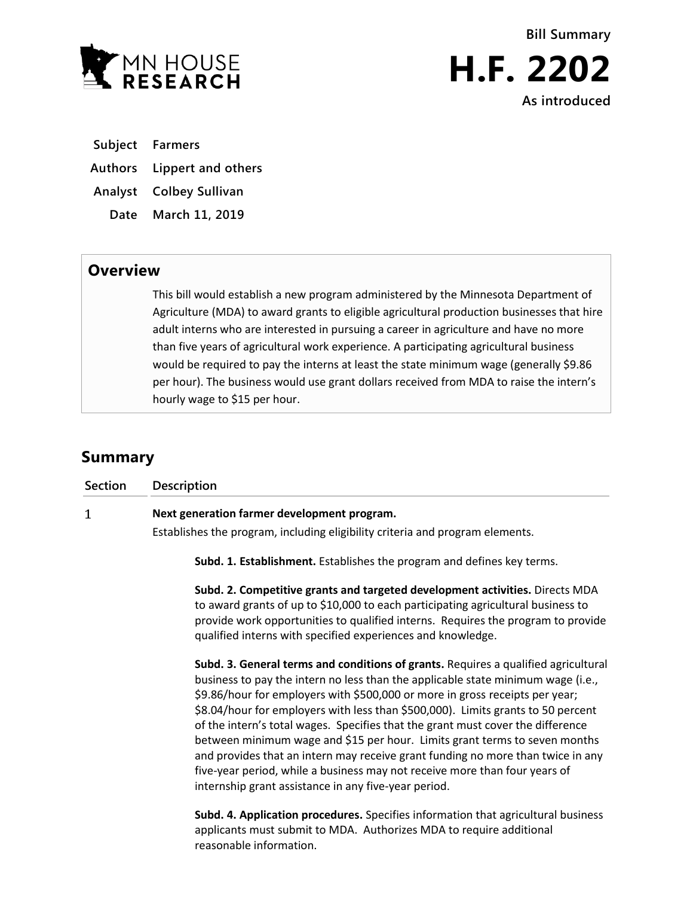MN HOUSE RESEARCH

**Bill Summary**

# H.F. 2202

**As introduced**

| | |
|---|---|
| **Subject** | **Farmers** |
| **Authors** | **Lippert and others** |
| **Analyst** | **Colbey Sullivan** |
| **Date** | **March 11, 2019** |

## Overview

This bill would establish a new program administered by the Minnesota Department of Agriculture (MDA) to award grants to eligible agricultural production businesses that hire adult interns who are interested in pursuing a career in agriculture and have no more than five years of agricultural work experience. A participating agricultural business would be required to pay the interns at least the state minimum wage (generally $9.86 per hour). The business would use grant dollars received from MDA to raise the intern's hourly wage to $15 per hour.

## Summary

| Section | Description |
|---|---|
| 1 | **Next generation farmer development program.** Establishes the program, including eligibility criteria and program elements. |

**Subd. 1. Establishment.** Establishes the program and defines key terms.

**Subd. 2. Competitive grants and targeted development activities.** Directs MDA to award grants of up to $10,000 to each participating agricultural business to provide work opportunities to qualified interns. Requires the program to provide qualified interns with specified experiences and knowledge.

**Subd. 3. General terms and conditions of grants.** Requires a qualified agricultural business to pay the intern no less than the applicable state minimum wage (i.e., $9.86/hour for employers with $500,000 or more in gross receipts per year; $8.04/hour for employers with less than $500,000). Limits grants to 50 percent of the intern's total wages. Specifies that the grant must cover the difference between minimum wage and $15 per hour. Limits grant terms to seven months and provides that an intern may receive grant funding no more than twice in any five-year period, while a business may not receive more than four years of internship grant assistance in any five-year period.

**Subd. 4. Application procedures.** Specifies information that agricultural business applicants must submit to MDA. Authorizes MDA to require additional reasonable information.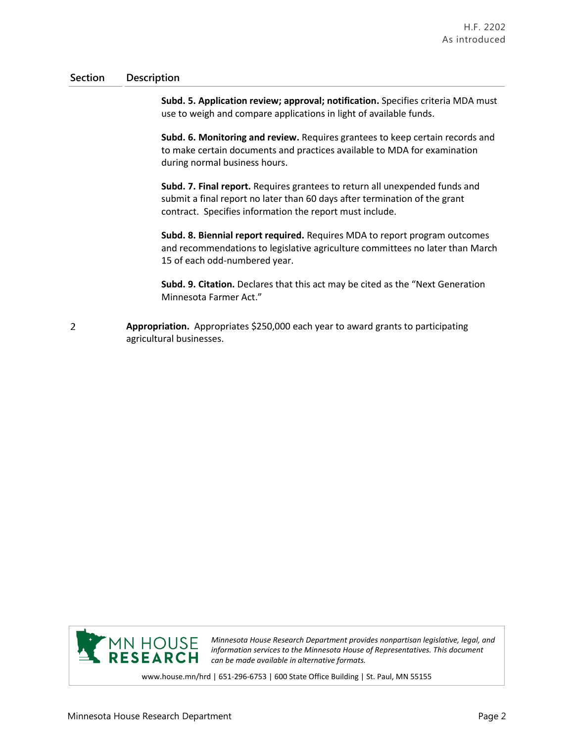| Section | Description |
|---|---|
| | **Subd. 5. Application review; approval; notification.** Specifies criteria MDA must use to weigh and compare applications in light of available funds.<br><br>**Subd. 6. Monitoring and review.** Requires grantees to keep certain records and to make certain documents and practices available to MDA for examination during normal business hours.<br><br>**Subd. 7. Final report.** Requires grantees to return all unexpended funds and submit a final report no later than 60 days after termination of the grant contract. Specifies information the report must include.<br><br>**Subd. 8. Biennial report required.** Requires MDA to report program outcomes and recommendations to legislative agriculture committees no later than March 15 of each odd-numbered year.<br><br>**Subd. 9. Citation.** Declares that this act may be cited as the "Next Generation Minnesota Farmer Act." |
| 2 | **Appropriation.** Appropriates $250,000 each year to award grants to participating agricultural businesses. |

MN HOUSE RESEARCH

*Minnesota House Research Department provides nonpartisan legislative, legal, and information services to the Minnesota House of Representatives. This document can be made available in alternative formats.*

www.house.mn/hrd | 651-296-6753 | 600 State Office Building | St. Paul, MN 55155